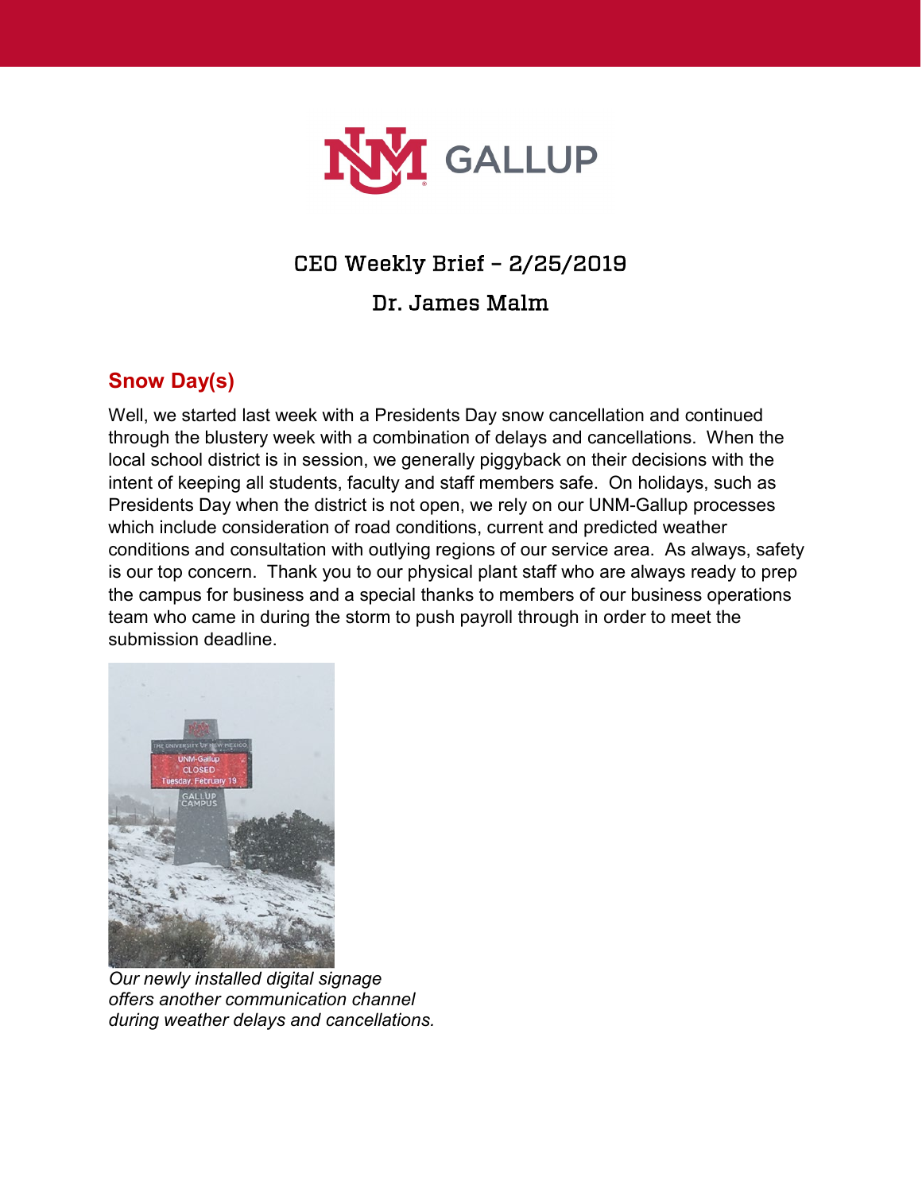# CEO Weekly Brief – 2/25/2019

## Dr. James Malm

### Snow Day(s)

Well, we started last week with a Presidents Day snow cancellation and continued through the blustery week with a combination of delays and cancellations. When the local school district is in session, we generally piggyback on their decisions with the intent of keeping all students, faculty and staff members safe. On holidays, such as Presidents Day when the district is not open, we rely on our UNM-Gallup processes which include consideration of road conditions, current and predicted weather conditions and consultation with outlying regions of our service area. As always, safety is our top concern. Thank you to our physical plant staff who are always ready to prep the campus for business and a special thanks to members of our business operations team who came in during the storm to push payroll through in order to meet the submission deadline.

*Our newly installed digital signage offers another communication channel during weather delays and cancellations.*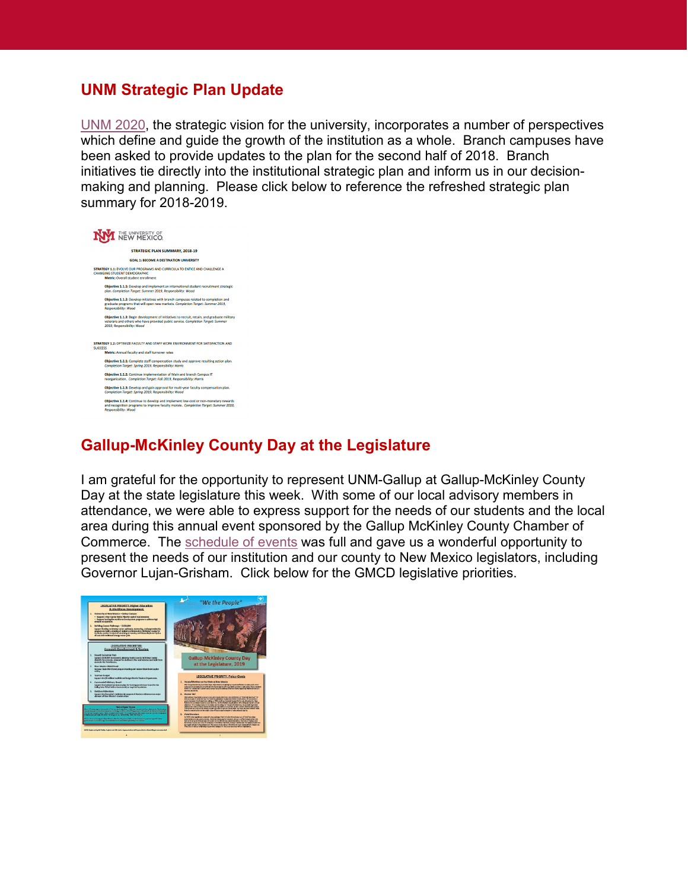## UNM Strategic Plan Update

UNM 2020, the strategic vision for the university, incorporates a number of perspectives which define and guide the growth of the institution as a whole. Branch campuses have been asked to provide updates to the plan for the second half of 2018. Branch initiatives tie directly into the institutional strategic plan and inform us in our decision-making and planning. Please click below to reference the refreshed strategic plan summary for 2018-2019.

## Gallup-McKinley County Day at the Legislature

I am grateful for the opportunity to represent UNM-Gallup at Gallup-McKinley County Day at the state legislature this week. With some of our local advisory members in attendance, we were able to express support for the needs of our students and the local area during this annual event sponsored by the Gallup McKinley County Chamber of Commerce. The schedule of events was full and gave us a wonderful opportunity to present the needs of our institution and our county to New Mexico legislators, including Governor Lujan-Grisham. Click below for the GMCD legislative priorities.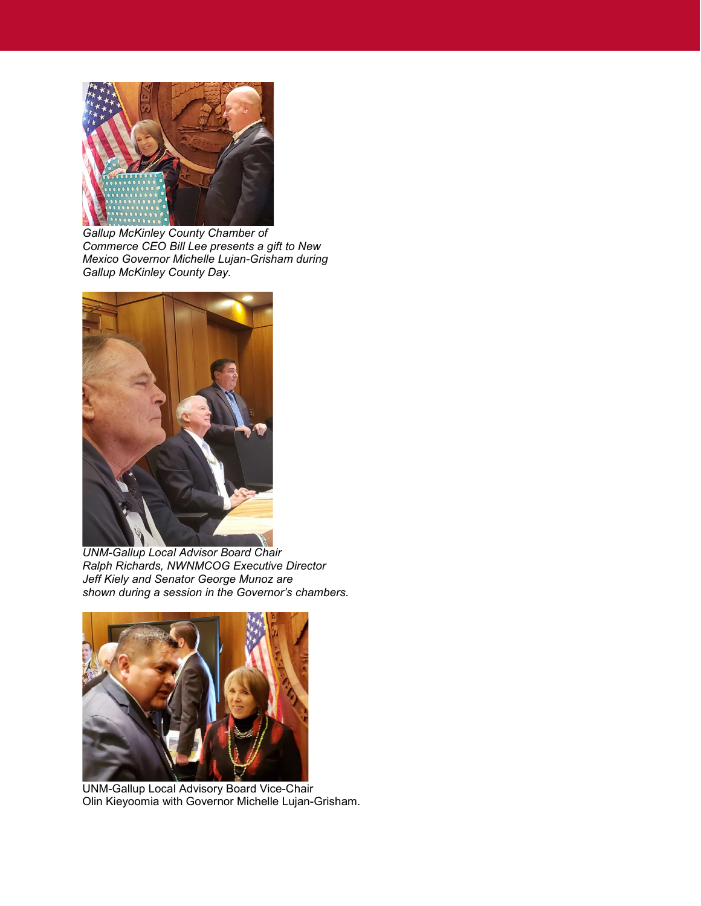*Gallup McKinley County Chamber of Commerce CEO Bill Lee presents a gift to New Mexico Governor Michelle Lujan-Grisham during Gallup McKinley County Day.*

*UNM-Gallup Local Advisor Board Chair Ralph Richards, NWNMCOG Executive Director Jeff Kiely and Senator George Munoz are shown during a session in the Governor's chambers.*

UNM-Gallup Local Advisory Board Vice-Chair Olin Kieyoomia with Governor Michelle Lujan-Grisham.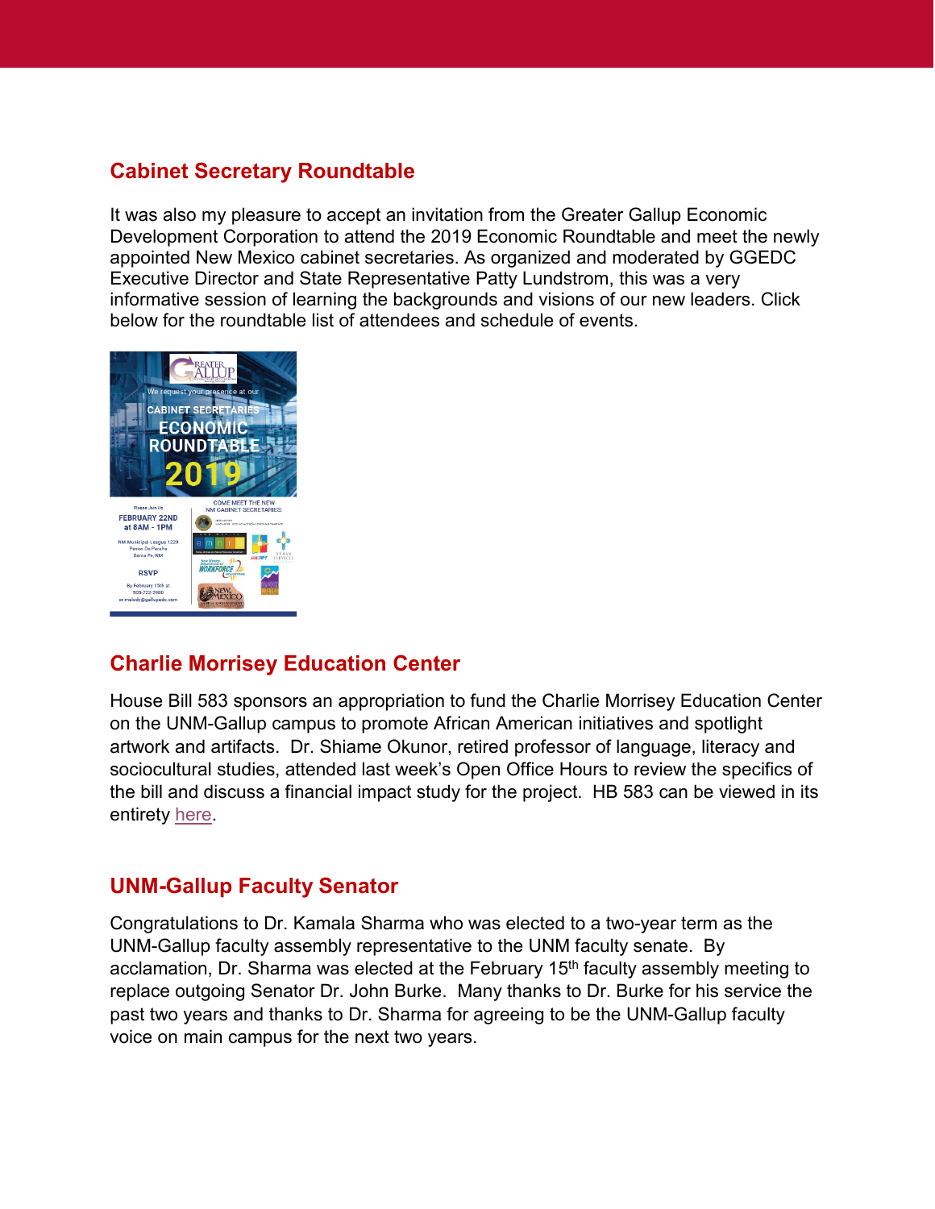## Cabinet Secretary Roundtable

It was also my pleasure to accept an invitation from the Greater Gallup Economic Development Corporation to attend the 2019 Economic Roundtable and meet the newly appointed New Mexico cabinet secretaries. As organized and moderated by GGEDC Executive Director and State Representative Patty Lundstrom, this was a very informative session of learning the backgrounds and visions of our new leaders. Click below for the roundtable list of attendees and schedule of events.

## Charlie Morrisey Education Center

House Bill 583 sponsors an appropriation to fund the Charlie Morrisey Education Center on the UNM-Gallup campus to promote African American initiatives and spotlight artwork and artifacts. Dr. Shiame Okunor, retired professor of language, literacy and sociocultural studies, attended last week's Open Office Hours to review the specifics of the bill and discuss a financial impact study for the project. HB 583 can be viewed in its entirety here.

## UNM-Gallup Faculty Senator

Congratulations to Dr. Kamala Sharma who was elected to a two-year term as the UNM-Gallup faculty assembly representative to the UNM faculty senate. By acclamation, Dr. Sharma was elected at the February 15th faculty assembly meeting to replace outgoing Senator Dr. John Burke. Many thanks to Dr. Burke for his service the past two years and thanks to Dr. Sharma for agreeing to be the UNM-Gallup faculty voice on main campus for the next two years.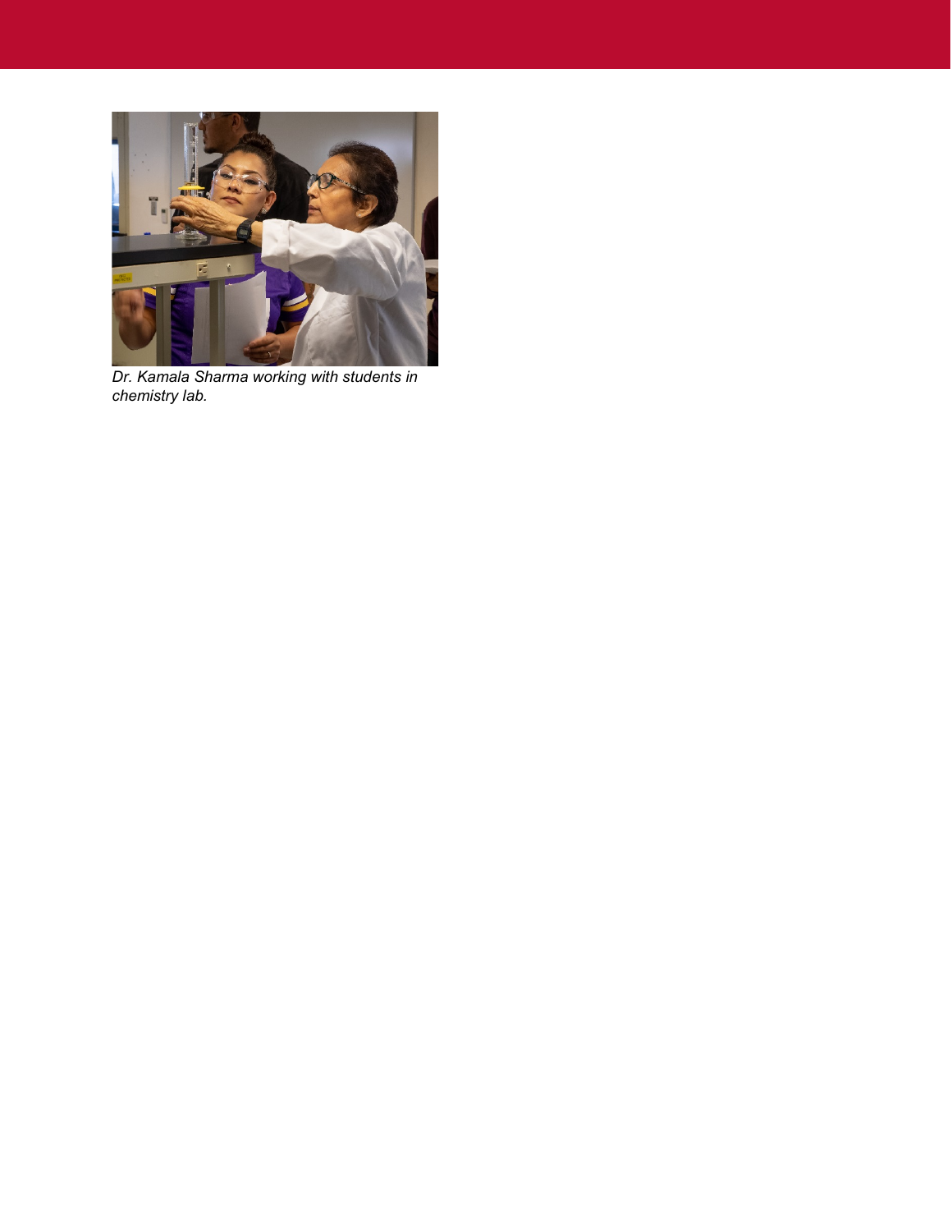*Dr. Kamala Sharma working with students in chemistry lab.*